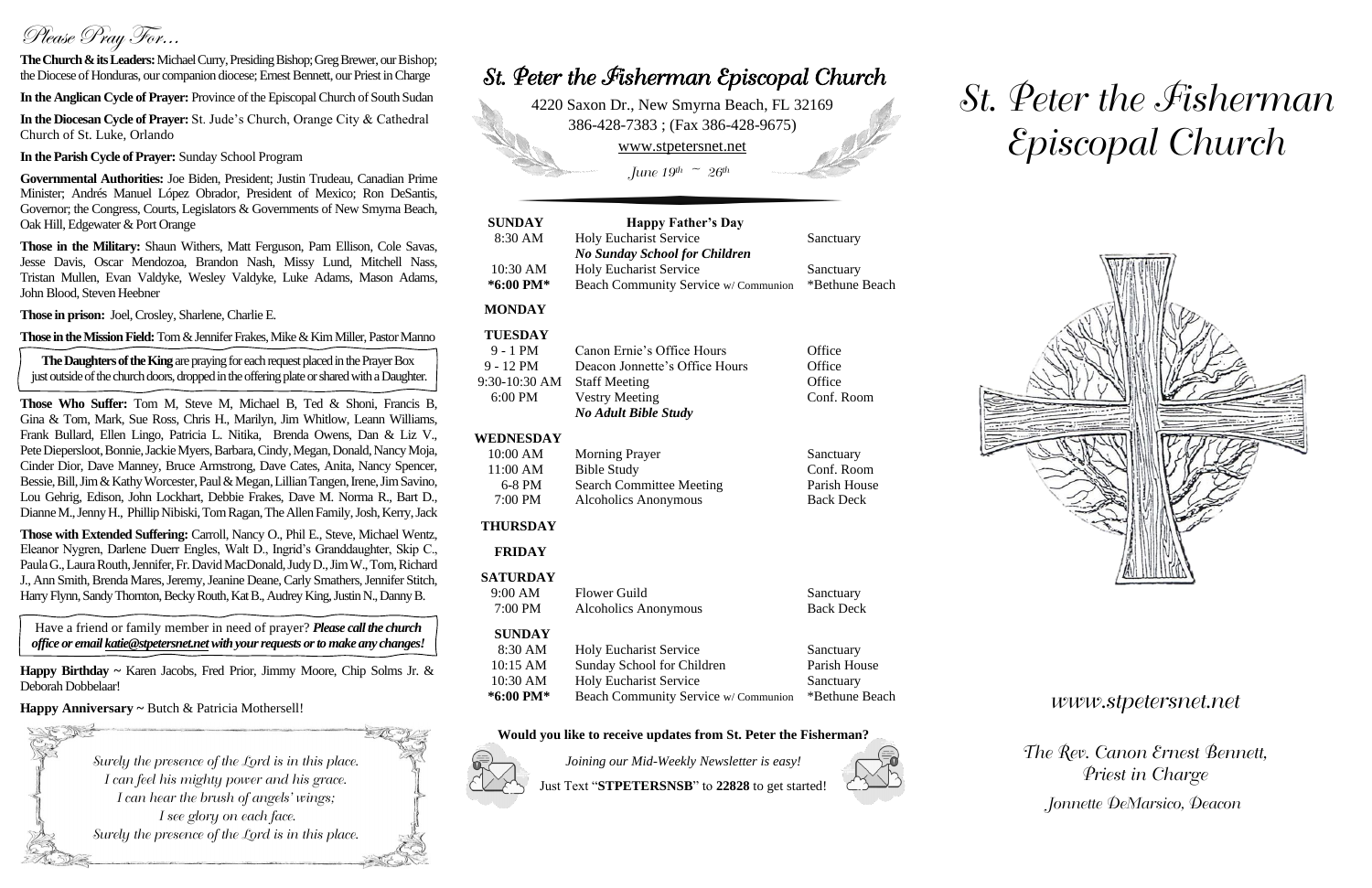## Please Pray For...

**The Church & its Leaders:** Michael Curry, Presiding Bishop; Greg Brewer, our Bishop; the Diocese of Honduras, our companion diocese; Ernest Bennett, our Priest in Charge

**In the Anglican Cycle of Prayer:** Province of the Episcopal Church of South Sudan

**In the Diocesan Cycle of Prayer:** St. Jude's Church, Orange City & Cathedral Church of St. Luke, Orlando

**In the Parish Cycle of Prayer:** Sunday School Program

**Governmental Authorities:** Joe Biden, President; Justin Trudeau, Canadian Prime Minister; Andrés Manuel López Obrador, President of Mexico; Ron DeSantis, Governor; the Congress, Courts, Legislators & Governments of New Smyrna Beach, Oak Hill, Edgewater & Port Orange

**Those in the Military:** Shaun Withers, Matt Ferguson, Pam Ellison, Cole Savas, Jesse Davis, Oscar Mendozoa, Brandon Nash, Missy Lund, Mitchell Nass, Tristan Mullen, Evan Valdyke, Wesley Valdyke, Luke Adams, Mason Adams, John Blood, Steven Heebner

**Those in prison:** Joel, Crosley, Sharlene, Charlie E.

**Those in the Mission Field:** Tom & Jennifer Frakes, Mike & Kim Miller, Pastor Manno

**The Daughters of the King** are praying for each request placed in the Prayer Box just outside of the church doors, dropped in the offering plate or shared with a Daughter.

**Those Who Suffer:** Tom M, Steve M, Michael B, Ted & Shoni, Francis B, Gina & Tom, Mark, Sue Ross, Chris H., Marilyn, Jim Whitlow, Leann Williams, Frank Bullard, Ellen Lingo, Patricia L. Nitika, Brenda Owens, Dan & Liz V., Pete Diepersloot, Bonnie, Jackie Myers, Barbara, Cindy, Megan, Donald, Nancy Moja, Cinder Dior, Dave Manney, Bruce Armstrong, Dave Cates, Anita, Nancy Spencer, Bessie, Bill, Jim & Kathy Worcester, Paul & Megan, Lillian Tangen, Irene, Jim Savino, Lou Gehrig, Edison, John Lockhart, Debbie Frakes, Dave M. Norma R., Bart D., Dianne M., Jenny H., Phillip Nibiski, Tom Ragan, The Allen Family, Josh, Kerry, Jack

**Those with Extended Suffering:** Carroll, Nancy O., Phil E., Steve, Michael Wentz, Eleanor Nygren, Darlene Duerr Engles, Walt D., Ingrid's Granddaughter, Skip C., Paula G., Laura Routh, Jennifer, Fr. David MacDonald, Judy D., Jim W., Tom, Richard J., Ann Smith, Brenda Mares, Jeremy, Jeanine Deane, Carly Smathers, Jennifer Stitch, Harry Flynn, Sandy Thornton, Becky Routh, Kat B., Audrey King, Justin N., Danny B.

Have a friend or family member in need of prayer? ***Please call the church office or email katie@stpetersnet.net with your requests or to make any changes!***

**Happy Birthday ~** Karen Jacobs, Fred Prior, Jimmy Moore, Chip Solms Jr. & Deborah Dobbelaar!

**Happy Anniversary ~** Butch & Patricia Mothersell!

*Surely the presence of the Lord is in this place.*
*I can feel his mighty power and his grace.*
*I can hear the brush of angels' wings;*
*I see glory on each face.*
*Surely the presence of the Lord is in this place.*

# St. Peter the Fisherman Episcopal Church

4220 Saxon Dr., New Smyrna Beach, FL 32169
386-428-7383 ; (Fax 386-428-9675)
www.stpetersnet.net

*June 19th ~ 26th*

| | | |
|---|---|---|
| **SUNDAY** | **Happy Father's Day** | |
| 8:30 AM | Holy Eucharist Service | Sanctuary |
| | ***No Sunday School for Children*** | |
| 10:30 AM | Holy Eucharist Service | Sanctuary |
| ***6:00 PM*** | Beach Community Service w/ Communion | *Bethune Beach |
| **MONDAY** | | |
| **TUESDAY** | | |
| 9 - 1 PM | Canon Ernie's Office Hours | Office |
| 9 - 12 PM | Deacon Jonnette's Office Hours | Office |
| 9:30-10:30 AM | Staff Meeting | Office |
| 6:00 PM | Vestry Meeting | Conf. Room |
| | ***No Adult Bible Study*** | |
| **WEDNESDAY** | | |
| 10:00 AM | Morning Prayer | Sanctuary |
| 11:00 AM | Bible Study | Conf. Room |
| 6-8 PM | Search Committee Meeting | Parish House |
| 7:00 PM | Alcoholics Anonymous | Back Deck |
| **THURSDAY** | | |
| **FRIDAY** | | |
| **SATURDAY** | | |
| 9:00 AM | Flower Guild | Sanctuary |
| 7:00 PM | Alcoholics Anonymous | Back Deck |
| **SUNDAY** | | |
| 8:30 AM | Holy Eucharist Service | Sanctuary |
| 10:15 AM | Sunday School for Children | Parish House |
| 10:30 AM | Holy Eucharist Service | Sanctuary |
| ***6:00 PM*** | Beach Community Service w/ Communion | *Bethune Beach |

**Would you like to receive updates from St. Peter the Fisherman?**

*Joining our Mid-Weekly Newsletter is easy!*

Just Text "**STPETERSNSB**" to **22828** to get started!

# St. Peter the Fisherman Episcopal Church

www.stpetersnet.net

The Rev. Canon Ernest Bennett, Priest in Charge

Jonnette DeMarsico, Deacon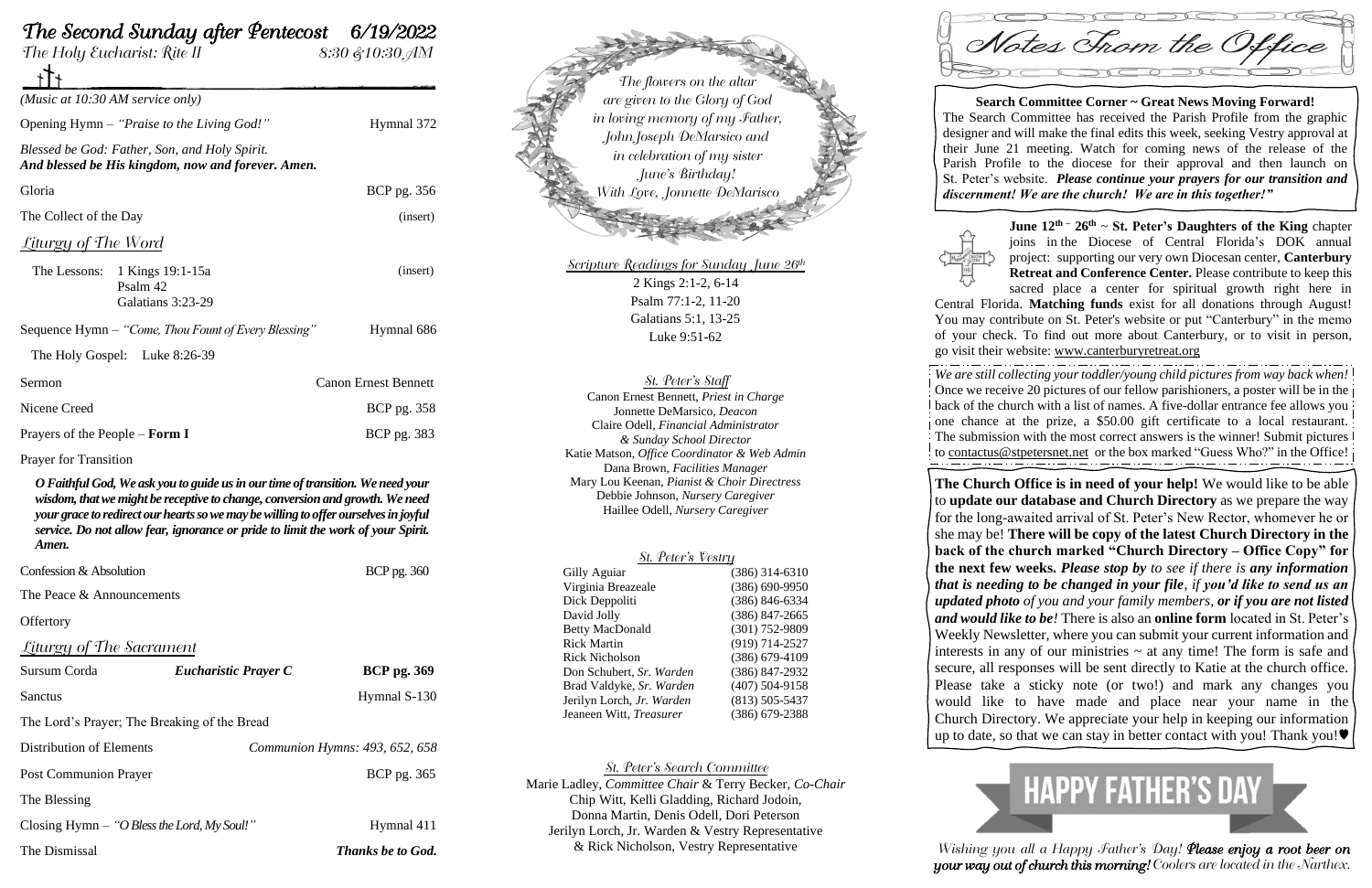# The Second Sunday after Pentecost 6/19/2022

The Holy Eucharist: Rite II 8:30 & 10:30 AM

*(Music at 10:30 AM service only)*

| | |
|---|---|
| Opening Hymn – *"Praise to the Living God!"* | Hymnal 372 |

*Blessed be God: Father, Son, and Holy Spirit.*
***And blessed be His kingdom, now and forever. Amen.***

| | |
|---|---|
| Gloria | BCP pg. 356 |
| The Collect of the Day | (insert) |

## Liturgy of The Word

| | | |
|---|---|---|
| The Lessons: | 1 Kings 19:1-15a<br>Psalm 42<br>Galatians 3:23-29 | (insert) |

| | |
|---|---|
| Sequence Hymn – *"Come, Thou Fount of Every Blessing"* | Hymnal 686 |
| The Holy Gospel: Luke 8:26-39 | |
| Sermon | Canon Ernest Bennett |
| Nicene Creed | BCP pg. 358 |
| Prayers of the People – **Form I** | BCP pg. 383 |

Prayer for Transition

***O Faithful God, We ask you to guide us in our time of transition. We need your wisdom, that we might be receptive to change, conversion and growth. We need your grace to redirect our hearts so we may be willing to offer ourselves in joyful service. Do not allow fear, ignorance or pride to limit the work of your Spirit. Amen.***

| | |
|---|---|
| Confession & Absolution | BCP pg. 360 |
| The Peace & Announcements | |
| Offertory | |

## Liturgy of The Sacrament

| | | |
|---|---|---|
| Sursum Corda | ***Eucharistic Prayer C*** | **BCP pg. 369** |
| Sanctus | | Hymnal S-130 |
| The Lord's Prayer; The Breaking of the Bread | | |
| Distribution of Elements | | *Communion Hymns: 493, 652, 658* |
| Post Communion Prayer | | BCP pg. 365 |
| The Blessing | | |
| Closing Hymn – *"O Bless the Lord, My Soul!"* | | Hymnal 411 |
| The Dismissal | | ***Thanks be to God.*** |

*The flowers on the altar are given to the Glory of God in loving memory of my Father, John Joseph DeMarsico and in celebration of my sister June's Birthday! With Love, Jonnette DeMarsico*

## Scripture Readings for Sunday June 26th

2 Kings 2:1-2, 6-14
Psalm 77:1-2, 11-20
Galatians 5:1, 13-25
Luke 9:51-62

## St. Peter's Staff

Canon Ernest Bennett, *Priest in Charge*
Jonnette DeMarsico, *Deacon*
Claire Odell, *Financial Administrator & Sunday School Director*
Katie Matson, *Office Coordinator & Web Admin*
Dana Brown, *Facilities Manager*
Mary Lou Keenan, *Pianist & Choir Directress*
Debbie Johnson, *Nursery Caregiver*
Haillee Odell, *Nursery Caregiver*

## St. Peter's Vestry

| | |
|---|---|
| Gilly Aguiar | (386) 314-6310 |
| Virginia Breazeale | (386) 690-9950 |
| Dick Deppoliti | (386) 846-6334 |
| David Jolly | (386) 847-2665 |
| Betty MacDonald | (301) 752-9809 |
| Rick Martin | (919) 714-2527 |
| Rick Nicholson | (386) 679-4109 |
| Don Schubert, *Sr. Warden* | (386) 847-2932 |
| Brad Valdyke, *Sr. Warden* | (407) 504-9158 |
| Jerilyn Lorch, *Jr. Warden* | (813) 505-5437 |
| Jeaneen Witt, *Treasurer* | (386) 679-2388 |

## St. Peter's Search Committee

Marie Ladley, *Committee Chair* & Terry Becker, *Co-Chair*
Chip Witt, Kelli Gladding, Richard Jodoin,
Donna Martin, Denis Odell, Dori Peterson
Jerilyn Lorch, Jr. Warden & Vestry Representative
& Rick Nicholson, Vestry Representative

# Notes From the Office

**Search Committee Corner ~ Great News Moving Forward!**
The Search Committee has received the Parish Profile from the graphic designer and will make the final edits this week, seeking Vestry approval at their June 21 meeting. Watch for coming news of the release of the Parish Profile to the diocese for their approval and then launch on St. Peter's website. ***Please continue your prayers for our transition and discernment! We are the church! We are in this together!"***

**June 12th – 26th ~ St. Peter's Daughters of the King** chapter joins in the Diocese of Central Florida's DOK annual project: supporting our very own Diocesan center, **Canterbury Retreat and Conference Center.** Please contribute to keep this sacred place a center for spiritual growth right here in Central Florida. **Matching funds** exist for all donations through August! You may contribute on St. Peter's website or put "Canterbury" in the memo of your check. To find out more about Canterbury, or to visit in person, go visit their website: www.canterburyretreat.org

*We are still collecting your toddler/young child pictures from way back when!* Once we receive 20 pictures of our fellow parishioners, a poster will be in the back of the church with a list of names. A five-dollar entrance fee allows you one chance at the prize, a $50.00 gift certificate to a local restaurant. The submission with the most correct answers is the winner! Submit pictures to contactus@stpetersnet.net or the box marked "Guess Who?" in the Office!

**The Church Office is in need of your help!** We would like to be able to **update our database and Church Directory** as we prepare the way for the long-awaited arrival of St. Peter's New Rector, whomever he or she may be! **There will be copy of the latest Church Directory in the back of the church marked "Church Directory – Office Copy" for the next few weeks.** ***Please stop by*** *to see if there is* ***any information that is needing to be changed in your file****, if* ***you'd like to send us an updated photo*** *of you and your family members,* ***or if you are not listed and would like to be!*** There is also an **online form** located in St. Peter's Weekly Newsletter, where you can submit your current information and interests in any of our ministries ~ at any time! The form is safe and secure, all responses will be sent directly to Katie at the church office. Please take a sticky note (or two!) and mark any changes you would like to have made and place near your name in the Church Directory. We appreciate your help in keeping our information up to date, so that we can stay in better contact with you! Thank you!♥

**HAPPY FATHER'S DAY**

*Wishing you all a Happy Father's Day!* ***Please enjoy a root beer on your way out of church this morning!*** *Coolers are located in the Narthex.*